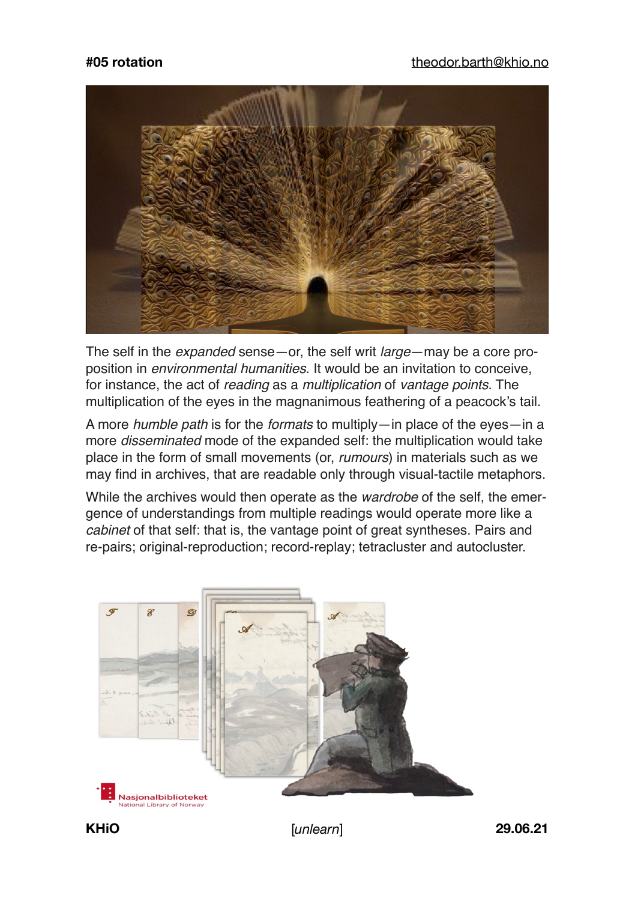**#05 rotation**

theodor.barth@khio.no

The self in the *expanded* sense—or, the self writ *large*—may be a core proposition in *environmental humanities*. It would be an invitation to conceive, for instance, the act of *reading* as a *multiplication* of *vantage points*. The multiplication of the eyes in the magnanimous feathering of a peacock's tail.

A more *humble path* is for the *formats* to multiply—in place of the eyes—in a more *disseminated* mode of the expanded self: the multiplication would take place in the form of small movements (or, *rumours*) in materials such as we may find in archives, that are readable only through visual-tactile metaphors.

While the archives would then operate as the *wardrobe* of the self, the emergence of understandings from multiple readings would operate more like a *cabinet* of that self: that is, the vantage point of great syntheses. Pairs and re-pairs; original-reproduction; record-replay; tetracluster and autocluster.

**KHiO** [*unlearn*] **29.06.21**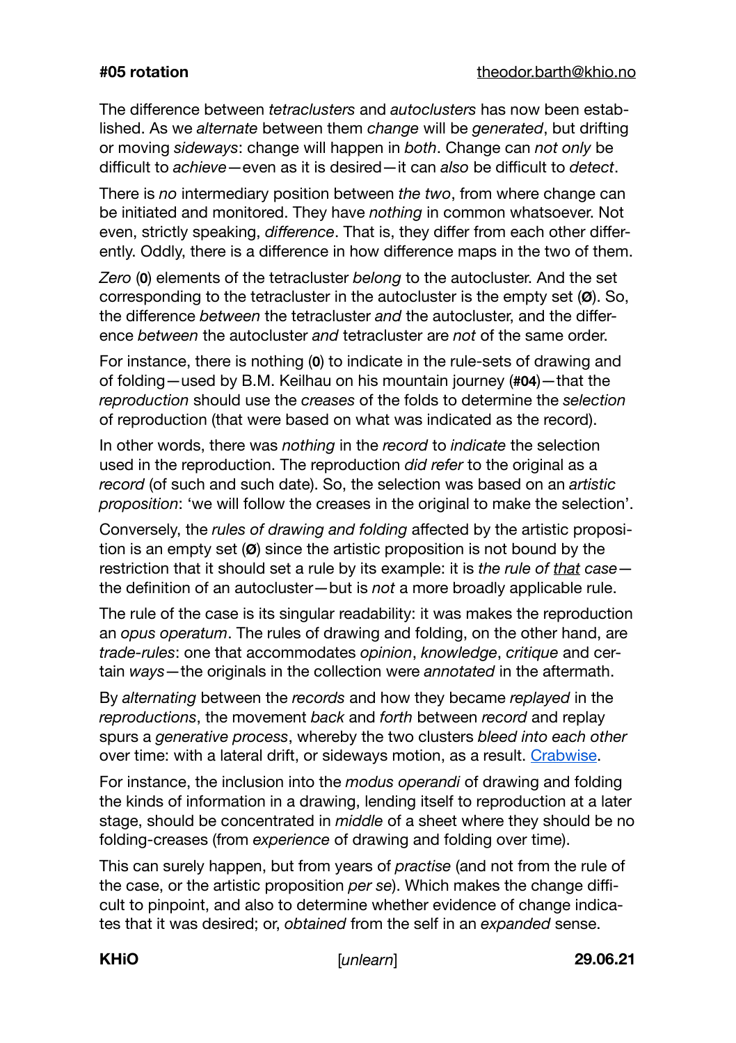**#05 rotation** theodor.barth@khio.no

The difference between *tetraclusters* and *autoclusters* has now been established. As we *alternate* between them *change* will be *generated*, but drifting or moving *sideways*: change will happen in *both*. Change can *not only* be difficult to *achieve*—even as it is desired—it can *also* be difficult to *detect*.

There is *no* intermediary position between *the two*, from where change can be initiated and monitored. They have *nothing* in common whatsoever. Not even, strictly speaking, *difference*. That is, they differ from each other differently. Oddly, there is a difference in how difference maps in the two of them.

*Zero* (**0**) elements of the tetracluster *belong* to the autocluster. And the set corresponding to the tetracluster in the autocluster is the empty set (**Ø**). So, the difference *between* the tetracluster *and* the autocluster, and the difference *between* the autocluster *and* tetracluster are *not* of the same order.

For instance, there is nothing (**0**) to indicate in the rule-sets of drawing and of folding—used by B.M. Keilhau on his mountain journey (**#04**)—that the *reproduction* should use the *creases* of the folds to determine the *selection* of reproduction (that were based on what was indicated as the record).

In other words, there was *nothing* in the *record* to *indicate* the selection used in the reproduction. The reproduction *did refer* to the original as a *record* (of such and such date). So, the selection was based on an *artistic proposition*: 'we will follow the creases in the original to make the selection'.

Conversely, the *rules of drawing and folding* affected by the artistic proposition is an empty set (**Ø**) since the artistic proposition is not bound by the restriction that it should set a rule by its example: it is *the rule of that case*—the definition of an autocluster—but is *not* a more broadly applicable rule.

The rule of the case is its singular readability: it was makes the reproduction an *opus operatum*. The rules of drawing and folding, on the other hand, are *trade-rules*: one that accommodates *opinion*, *knowledge*, *critique* and certain *ways*—the originals in the collection were *annotated* in the aftermath.

By *alternating* between the *records* and how they became *replayed* in the *reproductions*, the movement *back* and *forth* between *record* and replay spurs a *generative process*, whereby the two clusters *bleed into each other* over time: with a lateral drift, or sideways motion, as a result. Crabwise.

For instance, the inclusion into the *modus operandi* of drawing and folding the kinds of information in a drawing, lending itself to reproduction at a later stage, should be concentrated in *middle* of a sheet where they should be no folding-creases (from *experience* of drawing and folding over time).

This can surely happen, but from years of *practise* (and not from the rule of the case, or the artistic proposition *per se*). Which makes the change difficult to pinpoint, and also to determine whether evidence of change indicates that it was desired; or, *obtained* from the self in an *expanded* sense.

**KHiO** [*unlearn*] **29.06.21**